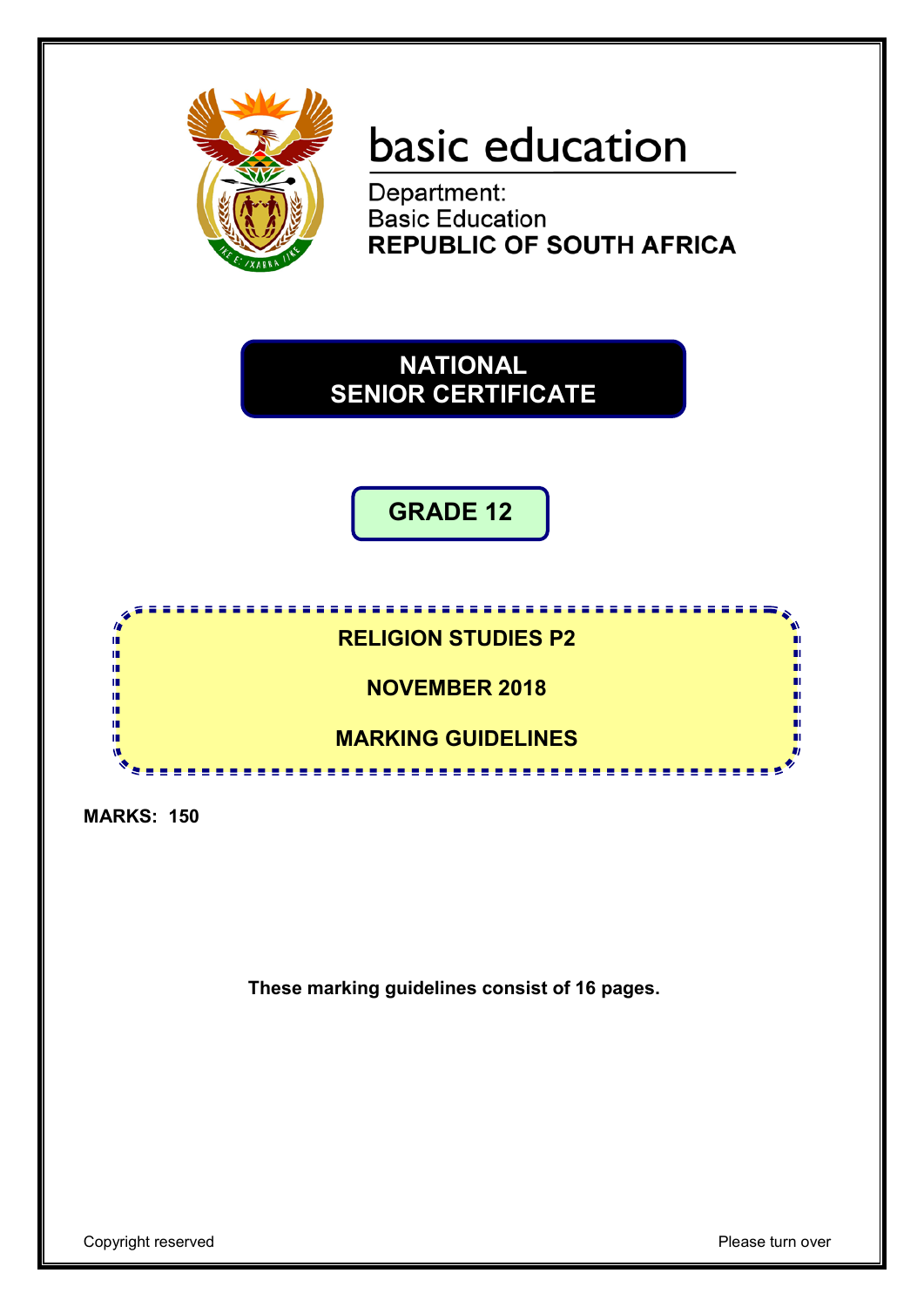basic education

Department:
Basic Education
**REPUBLIC OF SOUTH AFRICA**

# NATIONAL SENIOR CERTIFICATE

## GRADE 12

## RELIGION STUDIES P2

## NOVEMBER 2018

## MARKING GUIDELINES

**MARKS: 150**

**These marking guidelines consist of 16 pages.**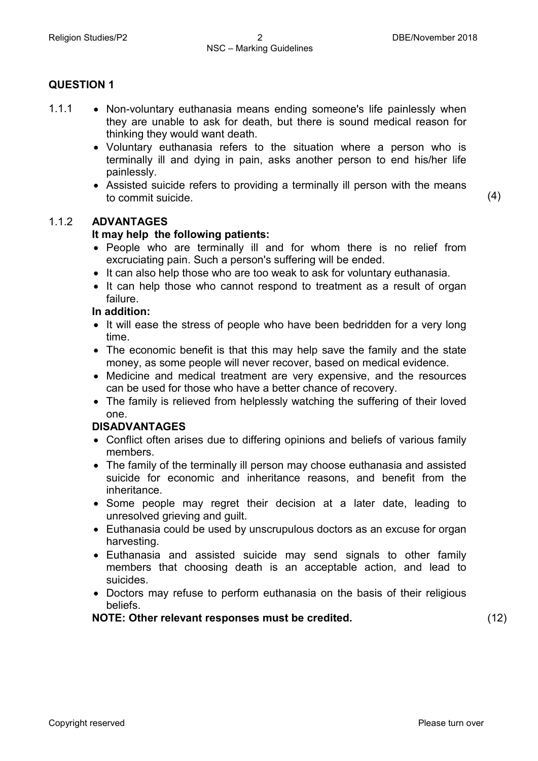## QUESTION 1

1.1.1
- Non-voluntary euthanasia means ending someone's life painlessly when they are unable to ask for death, but there is sound medical reason for thinking they would want death.
- Voluntary euthanasia refers to the situation where a person who is terminally ill and dying in pain, asks another person to end his/her life painlessly.
- Assisted suicide refers to providing a terminally ill person with the means to commit suicide.

(4)

1.1.2 **ADVANTAGES**

**It may help the following patients:**
- People who are terminally ill and for whom there is no relief from excruciating pain. Such a person's suffering will be ended.
- It can also help those who are too weak to ask for voluntary euthanasia.
- It can help those who cannot respond to treatment as a result of organ failure.

**In addition:**
- It will ease the stress of people who have been bedridden for a very long time.
- The economic benefit is that this may help save the family and the state money, as some people will never recover, based on medical evidence.
- Medicine and medical treatment are very expensive, and the resources can be used for those who have a better chance of recovery.
- The family is relieved from helplessly watching the suffering of their loved one.

**DISADVANTAGES**
- Conflict often arises due to differing opinions and beliefs of various family members.
- The family of the terminally ill person may choose euthanasia and assisted suicide for economic and inheritance reasons, and benefit from the inheritance.
- Some people may regret their decision at a later date, leading to unresolved grieving and guilt.
- Euthanasia could be used by unscrupulous doctors as an excuse for organ harvesting.
- Euthanasia and assisted suicide may send signals to other family members that choosing death is an acceptable action, and lead to suicides.
- Doctors may refuse to perform euthanasia on the basis of their religious beliefs.

**NOTE: Other relevant responses must be credited.**

(12)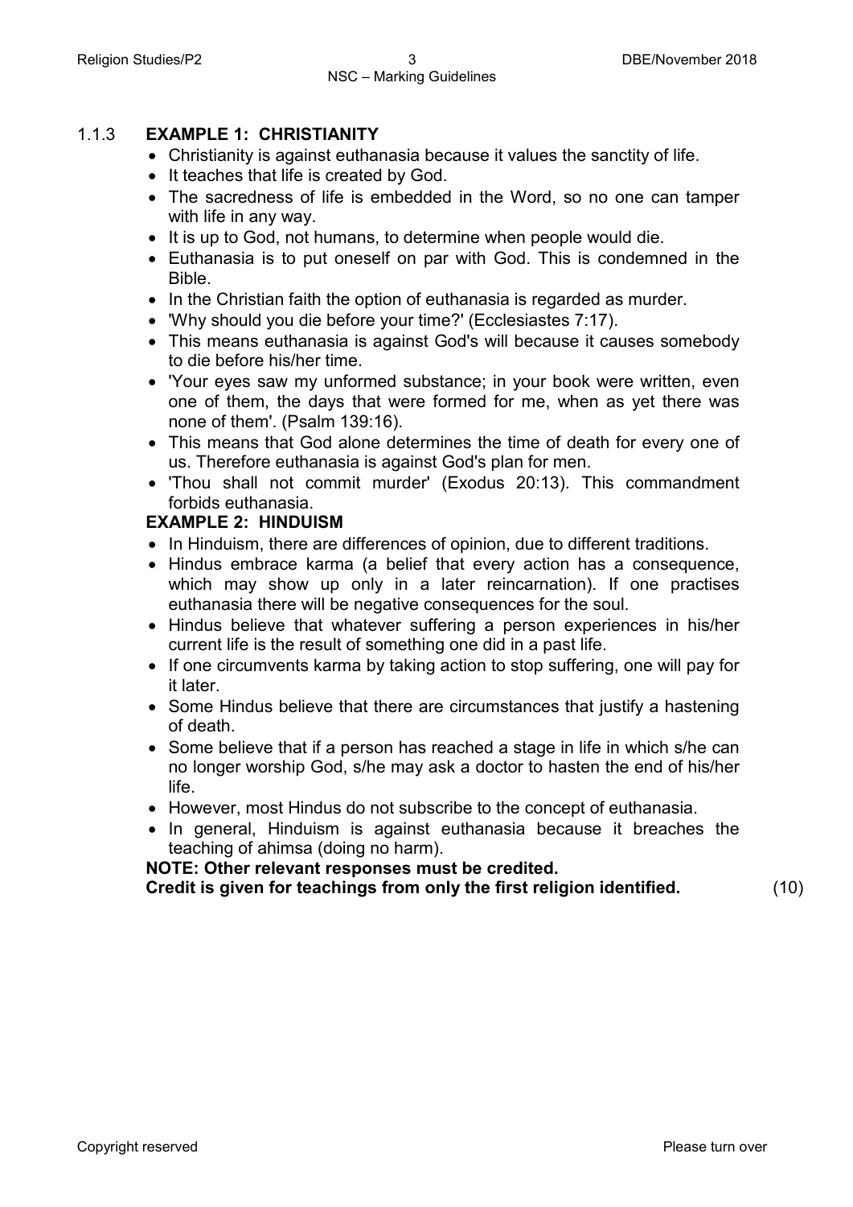1.1.3 **EXAMPLE 1: CHRISTIANITY**

- Christianity is against euthanasia because it values the sanctity of life.
- It teaches that life is created by God.
- The sacredness of life is embedded in the Word, so no one can tamper with life in any way.
- It is up to God, not humans, to determine when people would die.
- Euthanasia is to put oneself on par with God. This is condemned in the Bible.
- In the Christian faith the option of euthanasia is regarded as murder.
- 'Why should you die before your time?' (Ecclesiastes 7:17).
- This means euthanasia is against God's will because it causes somebody to die before his/her time.
- 'Your eyes saw my unformed substance; in your book were written, even one of them, the days that were formed for me, when as yet there was none of them'. (Psalm 139:16).
- This means that God alone determines the time of death for every one of us. Therefore euthanasia is against God's plan for men.
- 'Thou shall not commit murder' (Exodus 20:13). This commandment forbids euthanasia.

**EXAMPLE 2: HINDUISM**

- In Hinduism, there are differences of opinion, due to different traditions.
- Hindus embrace karma (a belief that every action has a consequence, which may show up only in a later reincarnation). If one practises euthanasia there will be negative consequences for the soul.
- Hindus believe that whatever suffering a person experiences in his/her current life is the result of something one did in a past life.
- If one circumvents karma by taking action to stop suffering, one will pay for it later.
- Some Hindus believe that there are circumstances that justify a hastening of death.
- Some believe that if a person has reached a stage in life in which s/he can no longer worship God, s/he may ask a doctor to hasten the end of his/her life.
- However, most Hindus do not subscribe to the concept of euthanasia.
- In general, Hinduism is against euthanasia because it breaches the teaching of ahimsa (doing no harm).

**NOTE: Other relevant responses must be credited.**
**Credit is given for teachings from only the first religion identified.** (10)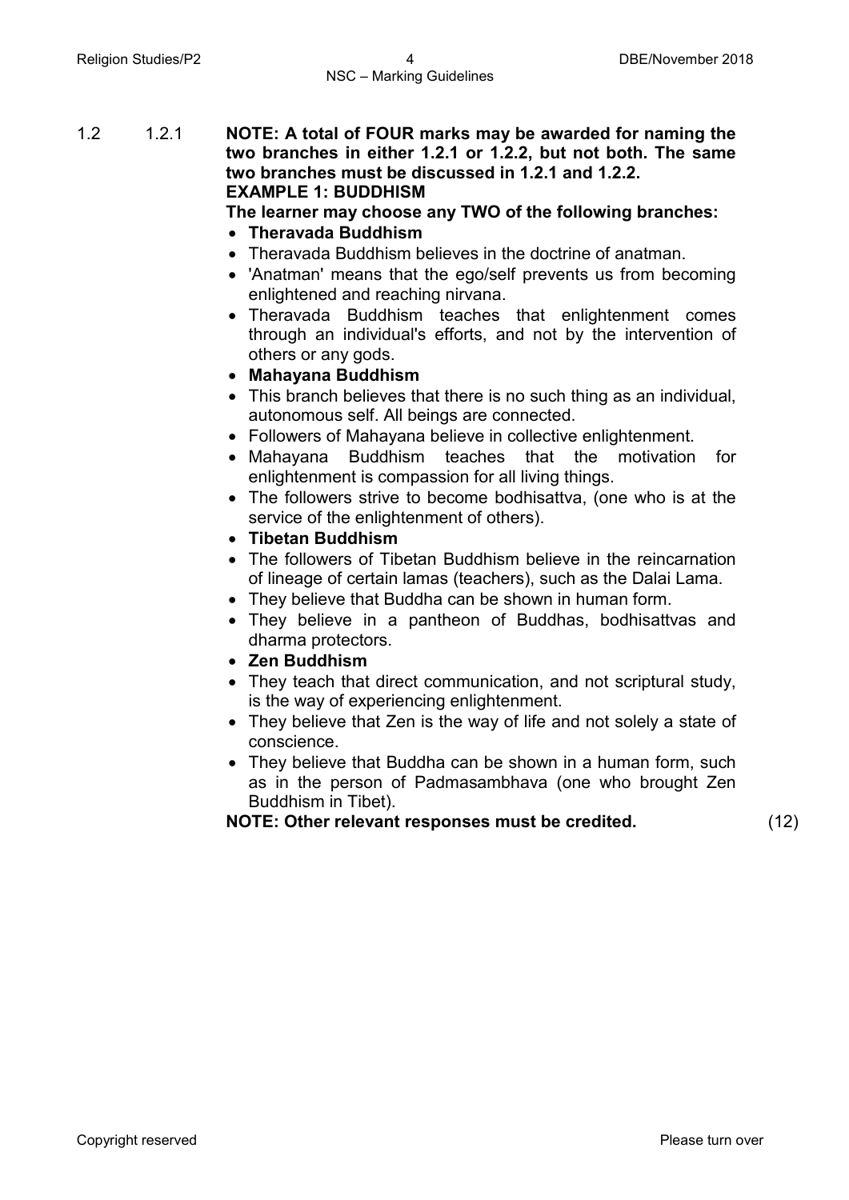1.2 1.2.1 **NOTE: A total of FOUR marks may be awarded for naming the two branches in either 1.2.1 or 1.2.2, but not both. The same two branches must be discussed in 1.2.1 and 1.2.2.**

**EXAMPLE 1: BUDDHISM**

**The learner may choose any TWO of the following branches:**

- **Theravada Buddhism**
- Theravada Buddhism believes in the doctrine of anatman.
- 'Anatman' means that the ego/self prevents us from becoming enlightened and reaching nirvana.
- Theravada Buddhism teaches that enlightenment comes through an individual's efforts, and not by the intervention of others or any gods.
- **Mahayana Buddhism**
- This branch believes that there is no such thing as an individual, autonomous self. All beings are connected.
- Followers of Mahayana believe in collective enlightenment.
- Mahayana Buddhism teaches that the motivation for enlightenment is compassion for all living things.
- The followers strive to become bodhisattva, (one who is at the service of the enlightenment of others).
- **Tibetan Buddhism**
- The followers of Tibetan Buddhism believe in the reincarnation of lineage of certain lamas (teachers), such as the Dalai Lama.
- They believe that Buddha can be shown in human form.
- They believe in a pantheon of Buddhas, bodhisattvas and dharma protectors.
- **Zen Buddhism**
- They teach that direct communication, and not scriptural study, is the way of experiencing enlightenment.
- They believe that Zen is the way of life and not solely a state of conscience.
- They believe that Buddha can be shown in a human form, such as in the person of Padmasambhava (one who brought Zen Buddhism in Tibet).

**NOTE: Other relevant responses must be credited.** (12)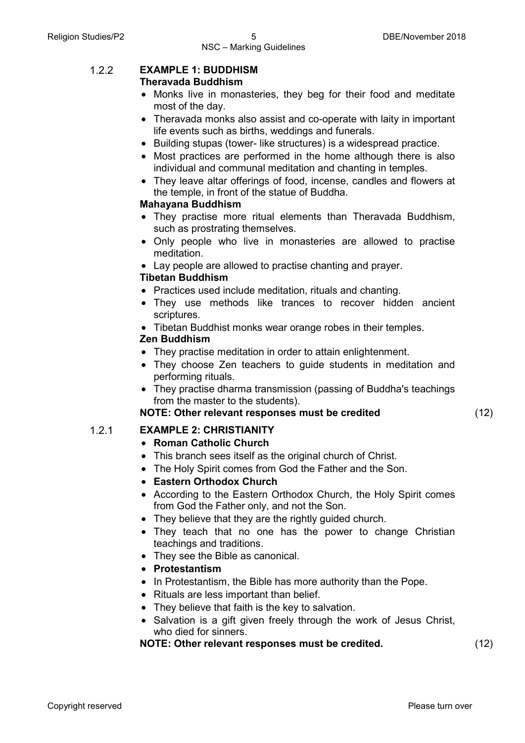1.2.2 **EXAMPLE 1: BUDDHISM**

**Theravada Buddhism**

- Monks live in monasteries, they beg for their food and meditate most of the day.
- Theravada monks also assist and co-operate with laity in important life events such as births, weddings and funerals.
- Building stupas (tower- like structures) is a widespread practice.
- Most practices are performed in the home although there is also individual and communal meditation and chanting in temples.
- They leave altar offerings of food, incense, candles and flowers at the temple, in front of the statue of Buddha.

**Mahayana Buddhism**

- They practise more ritual elements than Theravada Buddhism, such as prostrating themselves.
- Only people who live in monasteries are allowed to practise meditation.
- Lay people are allowed to practise chanting and prayer.

**Tibetan Buddhism**

- Practices used include meditation, rituals and chanting.
- They use methods like trances to recover hidden ancient scriptures.
- Tibetan Buddhist monks wear orange robes in their temples.

**Zen Buddhism**

- They practise meditation in order to attain enlightenment.
- They choose Zen teachers to guide students in meditation and performing rituals.
- They practise dharma transmission (passing of Buddha's teachings from the master to the students).

**NOTE: Other relevant responses must be credited** (12)

1.2.1 **EXAMPLE 2: CHRISTIANITY**

- **Roman Catholic Church**
- This branch sees itself as the original church of Christ.
- The Holy Spirit comes from God the Father and the Son.
- **Eastern Orthodox Church**
- According to the Eastern Orthodox Church, the Holy Spirit comes from God the Father only, and not the Son.
- They believe that they are the rightly guided church.
- They teach that no one has the power to change Christian teachings and traditions.
- They see the Bible as canonical.
- **Protestantism**
- In Protestantism, the Bible has more authority than the Pope.
- Rituals are less important than belief.
- They believe that faith is the key to salvation.
- Salvation is a gift given freely through the work of Jesus Christ, who died for sinners.

**NOTE: Other relevant responses must be credited.** (12)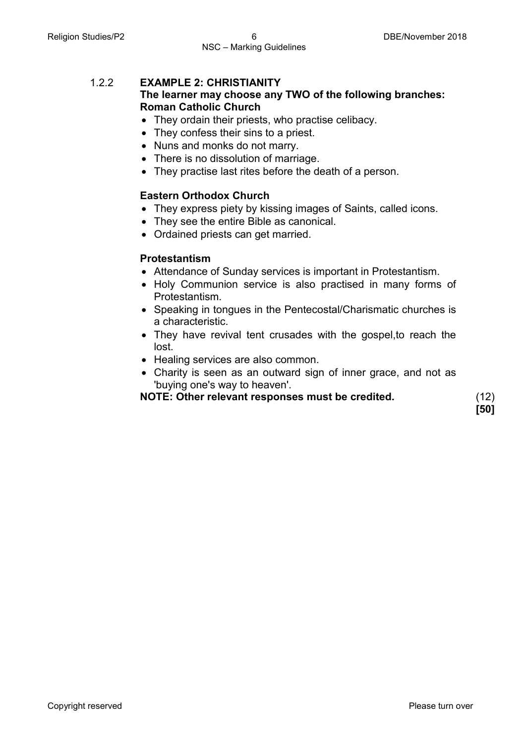1.2.2 **EXAMPLE 2: CHRISTIANITY**

**The learner may choose any TWO of the following branches:**

**Roman Catholic Church**

- They ordain their priests, who practise celibacy.
- They confess their sins to a priest.
- Nuns and monks do not marry.
- There is no dissolution of marriage.
- They practise last rites before the death of a person.

**Eastern Orthodox Church**

- They express piety by kissing images of Saints, called icons.
- They see the entire Bible as canonical.
- Ordained priests can get married.

**Protestantism**

- Attendance of Sunday services is important in Protestantism.
- Holy Communion service is also practised in many forms of Protestantism.
- Speaking in tongues in the Pentecostal/Charismatic churches is a characteristic.
- They have revival tent crusades with the gospel,to reach the lost.
- Healing services are also common.
- Charity is seen as an outward sign of inner grace, and not as 'buying one's way to heaven'.

**NOTE: Other relevant responses must be credited.** (12)

**[50]**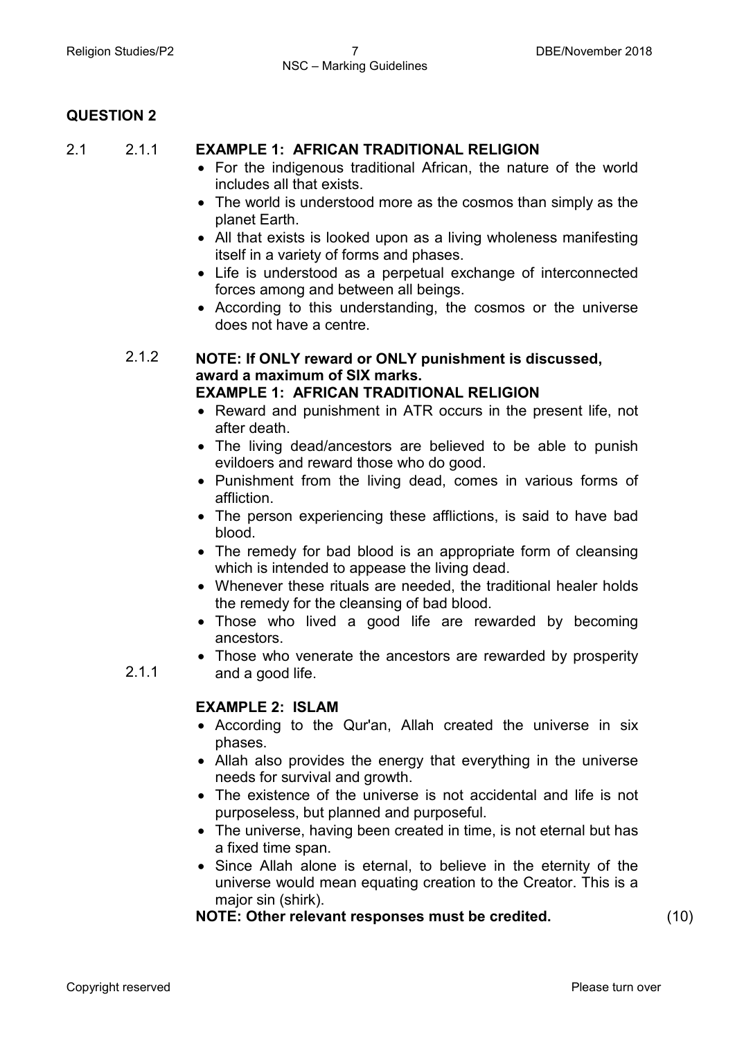## QUESTION 2

2.1 2.1.1 **EXAMPLE 1: AFRICAN TRADITIONAL RELIGION**

- For the indigenous traditional African, the nature of the world includes all that exists.
- The world is understood more as the cosmos than simply as the planet Earth.
- All that exists is looked upon as a living wholeness manifesting itself in a variety of forms and phases.
- Life is understood as a perpetual exchange of interconnected forces among and between all beings.
- According to this understanding, the cosmos or the universe does not have a centre.

2.1.2 **NOTE: If ONLY reward or ONLY punishment is discussed, award a maximum of SIX marks.**
**EXAMPLE 1: AFRICAN TRADITIONAL RELIGION**

- Reward and punishment in ATR occurs in the present life, not after death.
- The living dead/ancestors are believed to be able to punish evildoers and reward those who do good.
- Punishment from the living dead, comes in various forms of affliction.
- The person experiencing these afflictions, is said to have bad blood.
- The remedy for bad blood is an appropriate form of cleansing which is intended to appease the living dead.
- Whenever these rituals are needed, the traditional healer holds the remedy for the cleansing of bad blood.
- Those who lived a good life are rewarded by becoming ancestors.
- Those who venerate the ancestors are rewarded by prosperity and a good life.

2.1.1

**EXAMPLE 2: ISLAM**

- According to the Qur'an, Allah created the universe in six phases.
- Allah also provides the energy that everything in the universe needs for survival and growth.
- The existence of the universe is not accidental and life is not purposeless, but planned and purposeful.
- The universe, having been created in time, is not eternal but has a fixed time span.
- Since Allah alone is eternal, to believe in the eternity of the universe would mean equating creation to the Creator. This is a major sin (shirk).

**NOTE: Other relevant responses must be credited.** (10)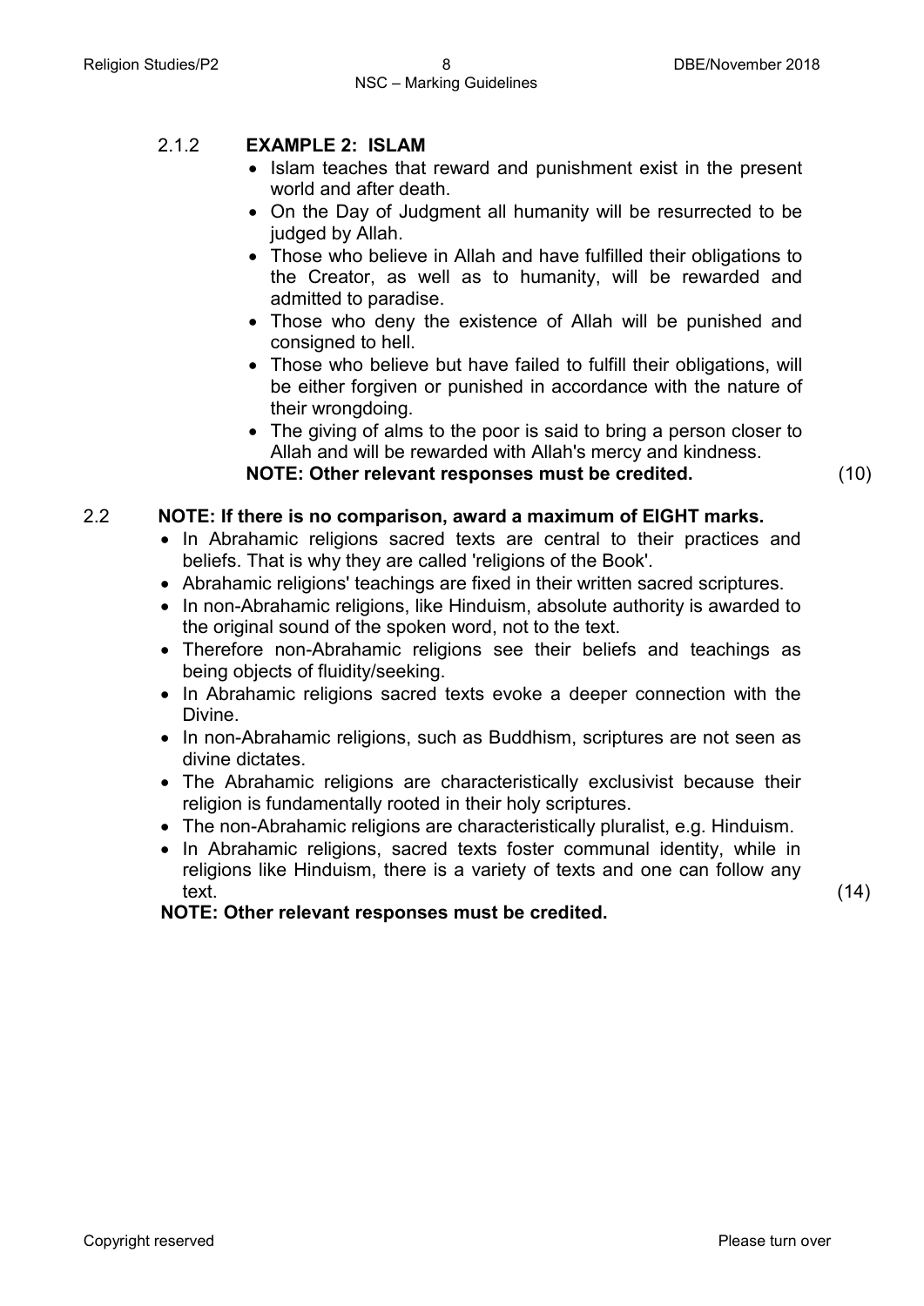2.1.2 **EXAMPLE 2: ISLAM**

- Islam teaches that reward and punishment exist in the present world and after death.
- On the Day of Judgment all humanity will be resurrected to be judged by Allah.
- Those who believe in Allah and have fulfilled their obligations to the Creator, as well as to humanity, will be rewarded and admitted to paradise.
- Those who deny the existence of Allah will be punished and consigned to hell.
- Those who believe but have failed to fulfill their obligations, will be either forgiven or punished in accordance with the nature of their wrongdoing.
- The giving of alms to the poor is said to bring a person closer to Allah and will be rewarded with Allah's mercy and kindness.

**NOTE: Other relevant responses must be credited.** (10)

2.2 **NOTE: If there is no comparison, award a maximum of EIGHT marks.**

- In Abrahamic religions sacred texts are central to their practices and beliefs. That is why they are called 'religions of the Book'.
- Abrahamic religions' teachings are fixed in their written sacred scriptures.
- In non-Abrahamic religions, like Hinduism, absolute authority is awarded to the original sound of the spoken word, not to the text.
- Therefore non-Abrahamic religions see their beliefs and teachings as being objects of fluidity/seeking.
- In Abrahamic religions sacred texts evoke a deeper connection with the Divine.
- In non-Abrahamic religions, such as Buddhism, scriptures are not seen as divine dictates.
- The Abrahamic religions are characteristically exclusivist because their religion is fundamentally rooted in their holy scriptures.
- The non-Abrahamic religions are characteristically pluralist, e.g. Hinduism.
- In Abrahamic religions, sacred texts foster communal identity, while in religions like Hinduism, there is a variety of texts and one can follow any text. (14)

**NOTE: Other relevant responses must be credited.**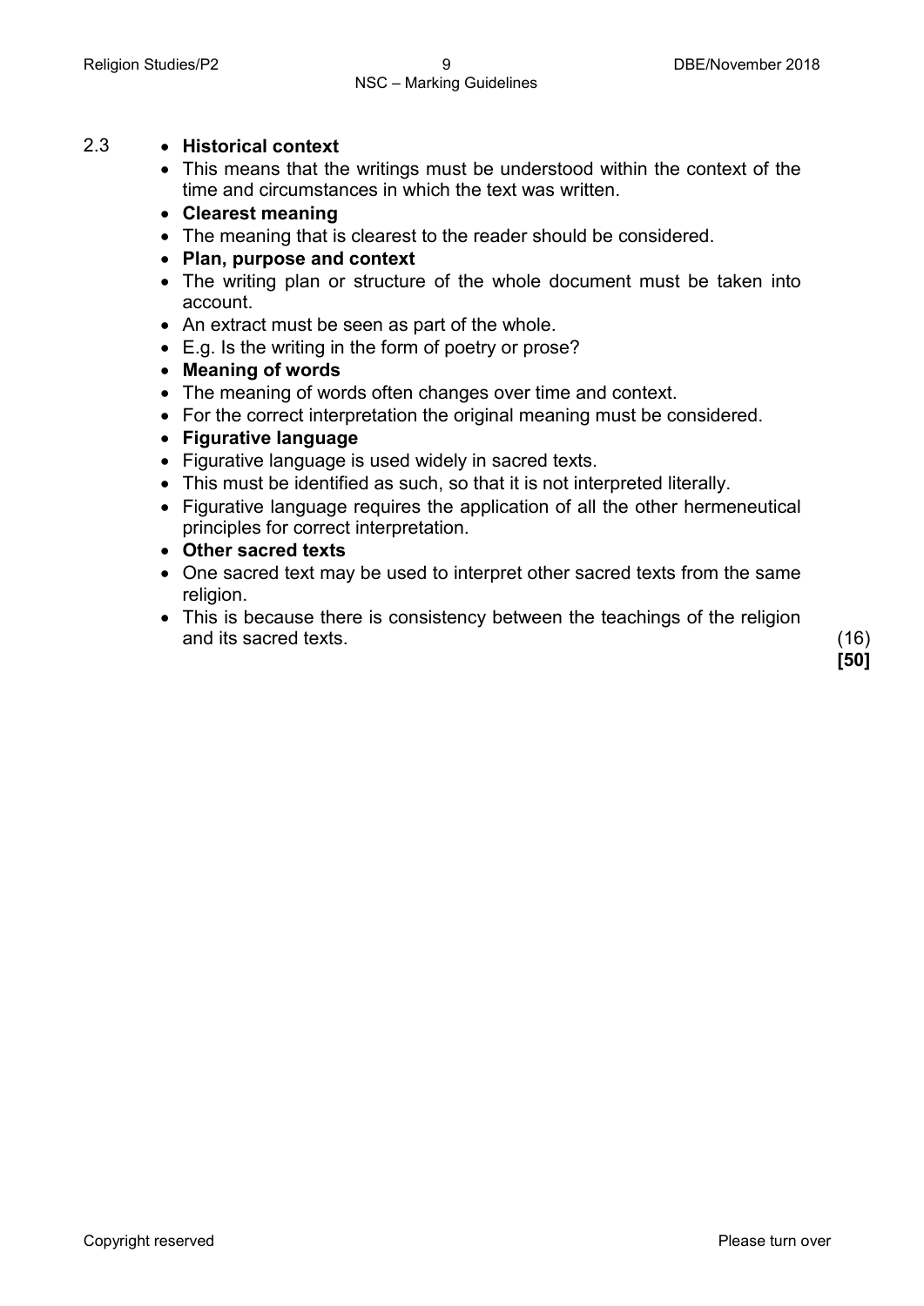2.3

- **Historical context**
- This means that the writings must be understood within the context of the time and circumstances in which the text was written.
- **Clearest meaning**
- The meaning that is clearest to the reader should be considered.
- **Plan, purpose and context**
- The writing plan or structure of the whole document must be taken into account.
- An extract must be seen as part of the whole.
- E.g. Is the writing in the form of poetry or prose?
- **Meaning of words**
- The meaning of words often changes over time and context.
- For the correct interpretation the original meaning must be considered.
- **Figurative language**
- Figurative language is used widely in sacred texts.
- This must be identified as such, so that it is not interpreted literally.
- Figurative language requires the application of all the other hermeneutical principles for correct interpretation.
- **Other sacred texts**
- One sacred text may be used to interpret other sacred texts from the same religion.
- This is because there is consistency between the teachings of the religion and its sacred texts. (16)

**[50]**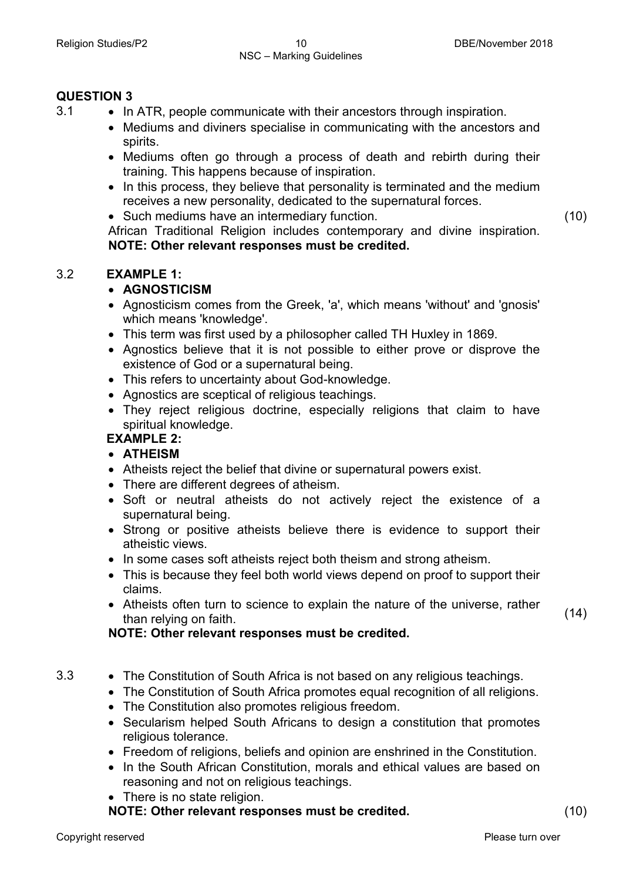## QUESTION 3

3.1

- In ATR, people communicate with their ancestors through inspiration.
- Mediums and diviners specialise in communicating with the ancestors and spirits.
- Mediums often go through a process of death and rebirth during their training. This happens because of inspiration.
- In this process, they believe that personality is terminated and the medium receives a new personality, dedicated to the supernatural forces.
- Such mediums have an intermediary function.

African Traditional Religion includes contemporary and divine inspiration.
**NOTE: Other relevant responses must be credited.** (10)

3.2 **EXAMPLE 1:**

- **AGNOSTICISM**
- Agnosticism comes from the Greek, 'a', which means 'without' and 'gnosis' which means 'knowledge'.
- This term was first used by a philosopher called TH Huxley in 1869.
- Agnostics believe that it is not possible to either prove or disprove the existence of God or a supernatural being.
- This refers to uncertainty about God-knowledge.
- Agnostics are sceptical of religious teachings.
- They reject religious doctrine, especially religions that claim to have spiritual knowledge.

**EXAMPLE 2:**

- **ATHEISM**
- Atheists reject the belief that divine or supernatural powers exist.
- There are different degrees of atheism.
- Soft or neutral atheists do not actively reject the existence of a supernatural being.
- Strong or positive atheists believe there is evidence to support their atheistic views.
- In some cases soft atheists reject both theism and strong atheism.
- This is because they feel both world views depend on proof to support their claims.
- Atheists often turn to science to explain the nature of the universe, rather than relying on faith. (14)

**NOTE: Other relevant responses must be credited.**

3.3

- The Constitution of South Africa is not based on any religious teachings.
- The Constitution of South Africa promotes equal recognition of all religions.
- The Constitution also promotes religious freedom.
- Secularism helped South Africans to design a constitution that promotes religious tolerance.
- Freedom of religions, beliefs and opinion are enshrined in the Constitution.
- In the South African Constitution, morals and ethical values are based on reasoning and not on religious teachings.
- There is no state religion.

**NOTE: Other relevant responses must be credited.** (10)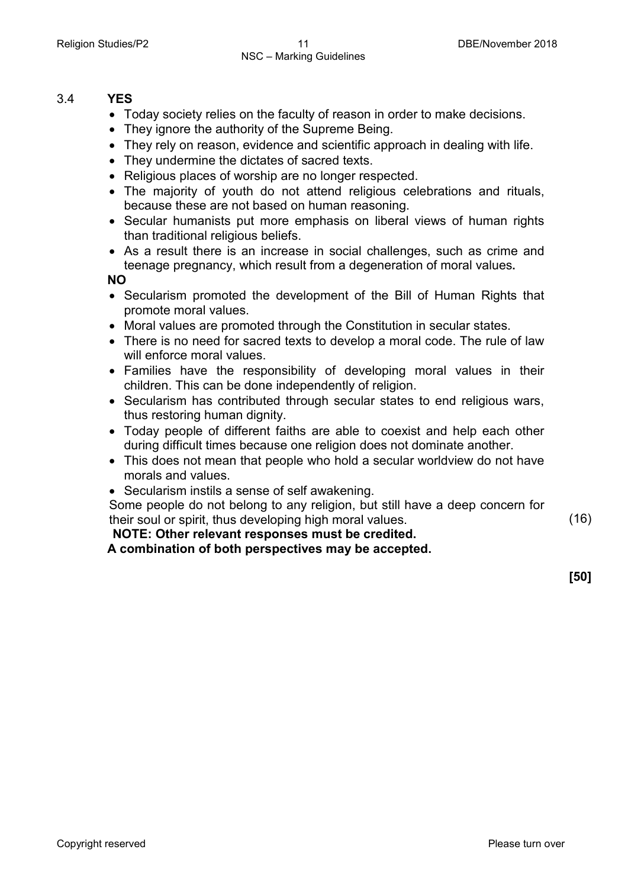3.4 **YES**

- Today society relies on the faculty of reason in order to make decisions.
- They ignore the authority of the Supreme Being.
- They rely on reason, evidence and scientific approach in dealing with life.
- They undermine the dictates of sacred texts.
- Religious places of worship are no longer respected.
- The majority of youth do not attend religious celebrations and rituals, because these are not based on human reasoning.
- Secular humanists put more emphasis on liberal views of human rights than traditional religious beliefs.
- As a result there is an increase in social challenges, such as crime and teenage pregnancy, which result from a degeneration of moral values**.**

**NO**

- Secularism promoted the development of the Bill of Human Rights that promote moral values.
- Moral values are promoted through the Constitution in secular states.
- There is no need for sacred texts to develop a moral code. The rule of law will enforce moral values.
- Families have the responsibility of developing moral values in their children. This can be done independently of religion.
- Secularism has contributed through secular states to end religious wars, thus restoring human dignity.
- Today people of different faiths are able to coexist and help each other during difficult times because one religion does not dominate another.
- This does not mean that people who hold a secular worldview do not have morals and values.
- Secularism instils a sense of self awakening.

Some people do not belong to any religion, but still have a deep concern for their soul or spirit, thus developing high moral values. (16)

**NOTE: Other relevant responses must be credited.**
**A combination of both perspectives may be accepted.**

**[50]**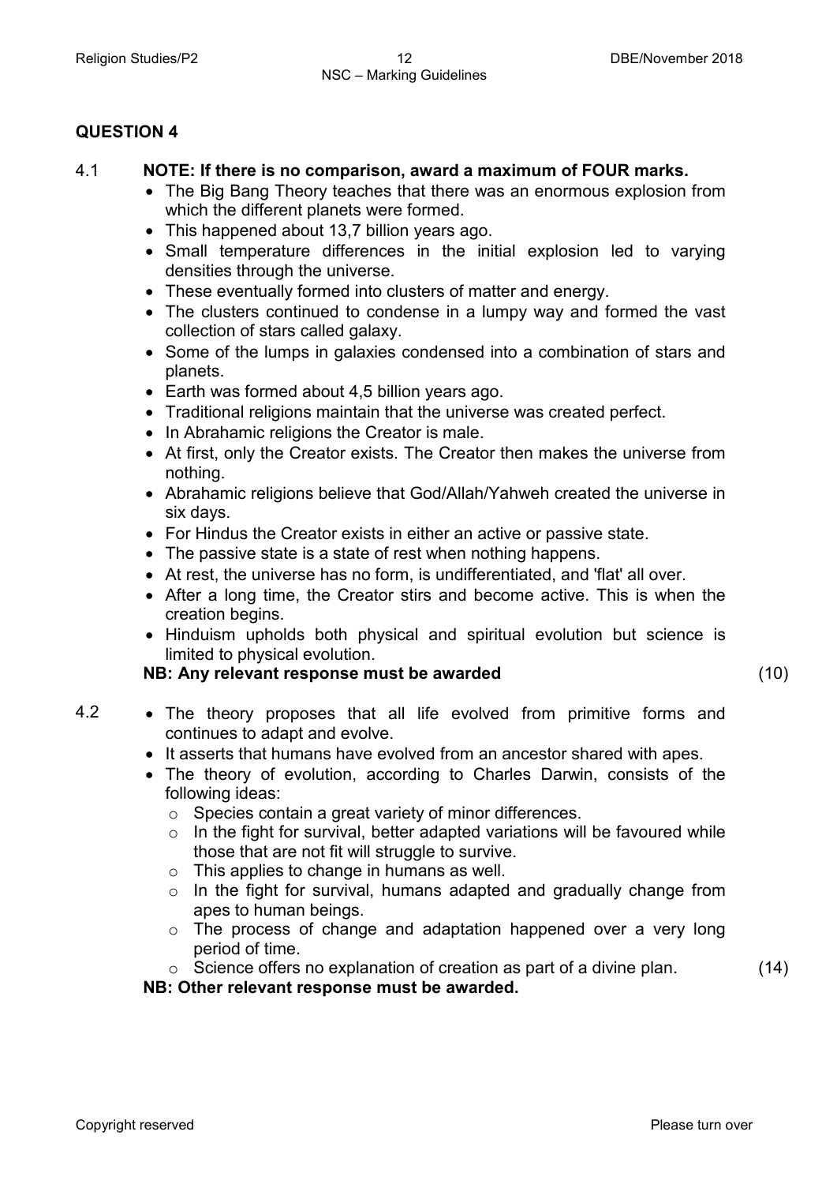## QUESTION 4

4.1 **NOTE: If there is no comparison, award a maximum of FOUR marks.**

- The Big Bang Theory teaches that there was an enormous explosion from which the different planets were formed.
- This happened about 13,7 billion years ago.
- Small temperature differences in the initial explosion led to varying densities through the universe.
- These eventually formed into clusters of matter and energy.
- The clusters continued to condense in a lumpy way and formed the vast collection of stars called galaxy.
- Some of the lumps in galaxies condensed into a combination of stars and planets.
- Earth was formed about 4,5 billion years ago.
- Traditional religions maintain that the universe was created perfect.
- In Abrahamic religions the Creator is male.
- At first, only the Creator exists. The Creator then makes the universe from nothing.
- Abrahamic religions believe that God/Allah/Yahweh created the universe in six days.
- For Hindus the Creator exists in either an active or passive state.
- The passive state is a state of rest when nothing happens.
- At rest, the universe has no form, is undifferentiated, and 'flat' all over.
- After a long time, the Creator stirs and become active. This is when the creation begins.
- Hinduism upholds both physical and spiritual evolution but science is limited to physical evolution.

**NB: Any relevant response must be awarded** (10)

4.2

- The theory proposes that all life evolved from primitive forms and continues to adapt and evolve.
- It asserts that humans have evolved from an ancestor shared with apes.
- The theory of evolution, according to Charles Darwin, consists of the following ideas:
  - Species contain a great variety of minor differences.
  - In the fight for survival, better adapted variations will be favoured while those that are not fit will struggle to survive.
  - This applies to change in humans as well.
  - In the fight for survival, humans adapted and gradually change from apes to human beings.
  - The process of change and adaptation happened over a very long period of time.
  - Science offers no explanation of creation as part of a divine plan. (14)

**NB: Other relevant response must be awarded.**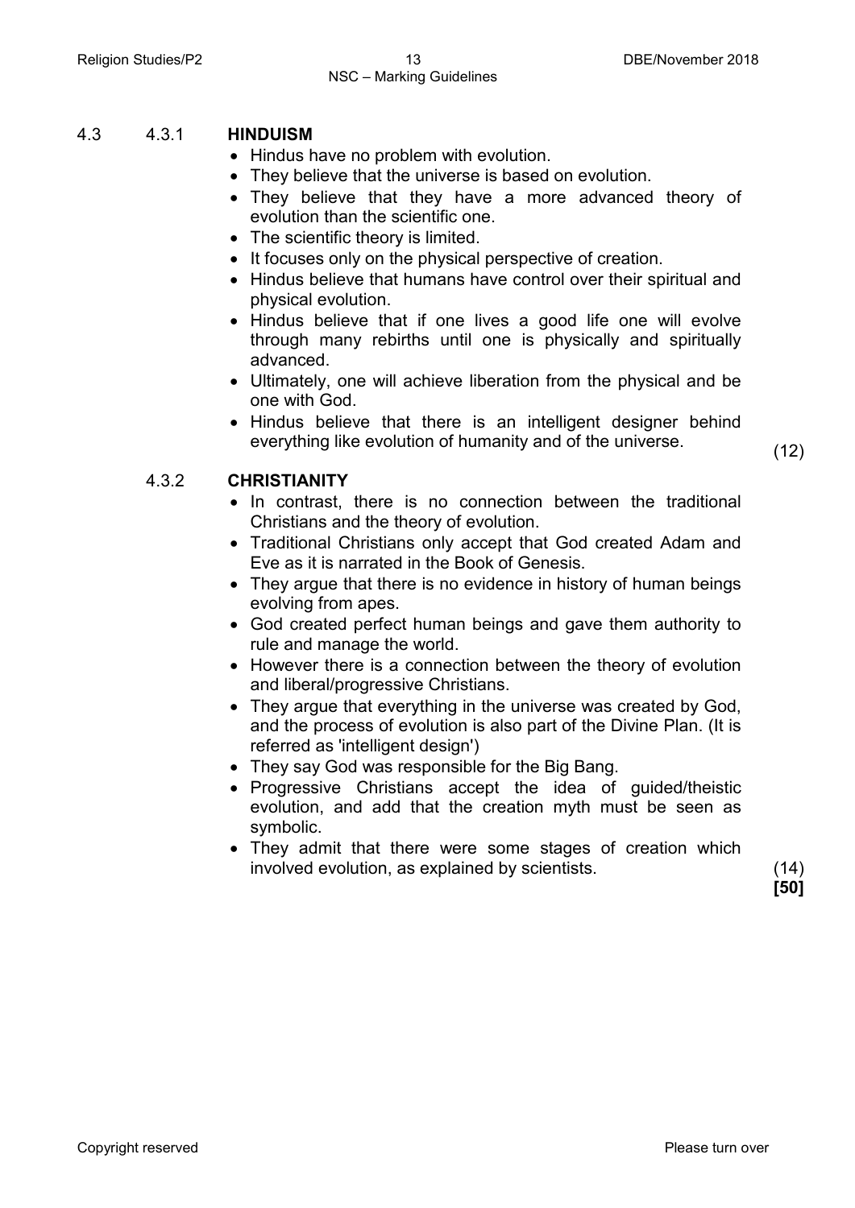4.3 4.3.1 **HINDUISM**

- Hindus have no problem with evolution.
- They believe that the universe is based on evolution.
- They believe that they have a more advanced theory of evolution than the scientific one.
- The scientific theory is limited.
- It focuses only on the physical perspective of creation.
- Hindus believe that humans have control over their spiritual and physical evolution.
- Hindus believe that if one lives a good life one will evolve through many rebirths until one is physically and spiritually advanced.
- Ultimately, one will achieve liberation from the physical and be one with God.
- Hindus believe that there is an intelligent designer behind everything like evolution of humanity and of the universe. (12)

4.3.2 **CHRISTIANITY**

- In contrast, there is no connection between the traditional Christians and the theory of evolution.
- Traditional Christians only accept that God created Adam and Eve as it is narrated in the Book of Genesis.
- They argue that there is no evidence in history of human beings evolving from apes.
- God created perfect human beings and gave them authority to rule and manage the world.
- However there is a connection between the theory of evolution and liberal/progressive Christians.
- They argue that everything in the universe was created by God, and the process of evolution is also part of the Divine Plan. (It is referred as 'intelligent design')
- They say God was responsible for the Big Bang.
- Progressive Christians accept the idea of guided/theistic evolution, and add that the creation myth must be seen as symbolic.
- They admit that there were some stages of creation which involved evolution, as explained by scientists. (14)

**[50]**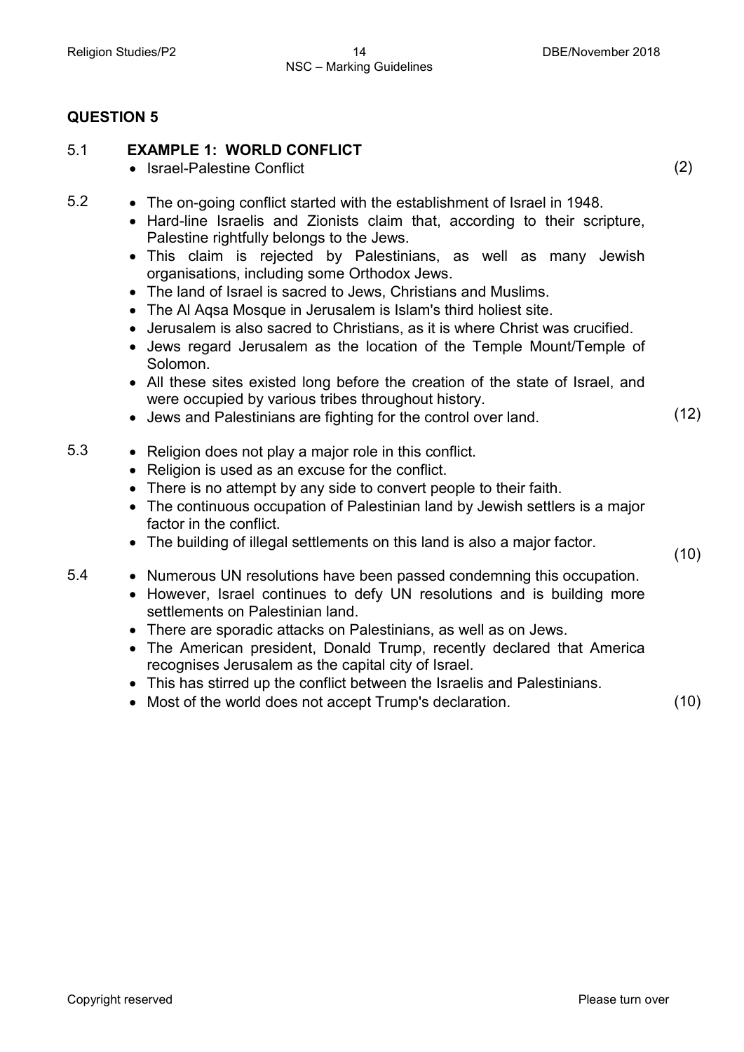## QUESTION 5

5.1 **EXAMPLE 1: WORLD CONFLICT**

- Israel-Palestine Conflict (2)

5.2

- The on-going conflict started with the establishment of Israel in 1948.
- Hard-line Israelis and Zionists claim that, according to their scripture, Palestine rightfully belongs to the Jews.
- This claim is rejected by Palestinians, as well as many Jewish organisations, including some Orthodox Jews.
- The land of Israel is sacred to Jews, Christians and Muslims.
- The Al Aqsa Mosque in Jerusalem is Islam's third holiest site.
- Jerusalem is also sacred to Christians, as it is where Christ was crucified.
- Jews regard Jerusalem as the location of the Temple Mount/Temple of Solomon.
- All these sites existed long before the creation of the state of Israel, and were occupied by various tribes throughout history.
- Jews and Palestinians are fighting for the control over land. (12)

5.3

- Religion does not play a major role in this conflict.
- Religion is used as an excuse for the conflict.
- There is no attempt by any side to convert people to their faith.
- The continuous occupation of Palestinian land by Jewish settlers is a major factor in the conflict.
- The building of illegal settlements on this land is also a major factor. (10)

5.4

- Numerous UN resolutions have been passed condemning this occupation.
- However, Israel continues to defy UN resolutions and is building more settlements on Palestinian land.
- There are sporadic attacks on Palestinians, as well as on Jews.
- The American president, Donald Trump, recently declared that America recognises Jerusalem as the capital city of Israel.
- This has stirred up the conflict between the Israelis and Palestinians.
- Most of the world does not accept Trump's declaration. (10)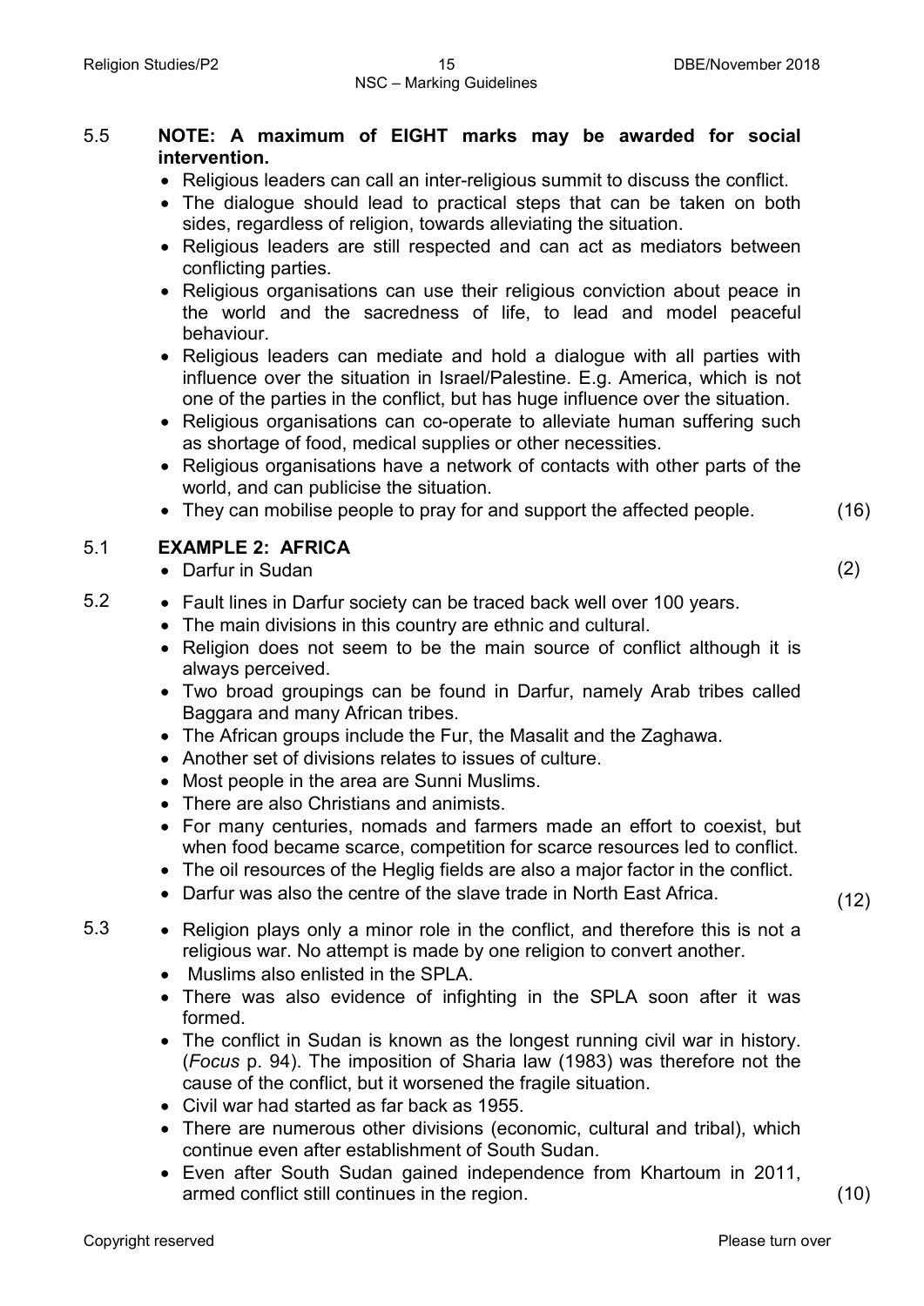5.5 **NOTE: A maximum of EIGHT marks may be awarded for social intervention.**

- Religious leaders can call an inter-religious summit to discuss the conflict.
- The dialogue should lead to practical steps that can be taken on both sides, regardless of religion, towards alleviating the situation.
- Religious leaders are still respected and can act as mediators between conflicting parties.
- Religious organisations can use their religious conviction about peace in the world and the sacredness of life, to lead and model peaceful behaviour.
- Religious leaders can mediate and hold a dialogue with all parties with influence over the situation in Israel/Palestine. E.g. America, which is not one of the parties in the conflict, but has huge influence over the situation.
- Religious organisations can co-operate to alleviate human suffering such as shortage of food, medical supplies or other necessities.
- Religious organisations have a network of contacts with other parts of the world, and can publicise the situation.
- They can mobilise people to pray for and support the affected people. (16)

5.1 **EXAMPLE 2: AFRICA**

- Darfur in Sudan (2)

5.2

- Fault lines in Darfur society can be traced back well over 100 years.
- The main divisions in this country are ethnic and cultural.
- Religion does not seem to be the main source of conflict although it is always perceived.
- Two broad groupings can be found in Darfur, namely Arab tribes called Baggara and many African tribes.
- The African groups include the Fur, the Masalit and the Zaghawa.
- Another set of divisions relates to issues of culture.
- Most people in the area are Sunni Muslims.
- There are also Christians and animists.
- For many centuries, nomads and farmers made an effort to coexist, but when food became scarce, competition for scarce resources led to conflict.
- The oil resources of the Heglig fields are also a major factor in the conflict.
- Darfur was also the centre of the slave trade in North East Africa. (12)

5.3

- Religion plays only a minor role in the conflict, and therefore this is not a religious war. No attempt is made by one religion to convert another.
- Muslims also enlisted in the SPLA.
- There was also evidence of infighting in the SPLA soon after it was formed.
- The conflict in Sudan is known as the longest running civil war in history. (*Focus* p. 94). The imposition of Sharia law (1983) was therefore not the cause of the conflict, but it worsened the fragile situation.
- Civil war had started as far back as 1955.
- There are numerous other divisions (economic, cultural and tribal), which continue even after establishment of South Sudan.
- Even after South Sudan gained independence from Khartoum in 2011, armed conflict still continues in the region. (10)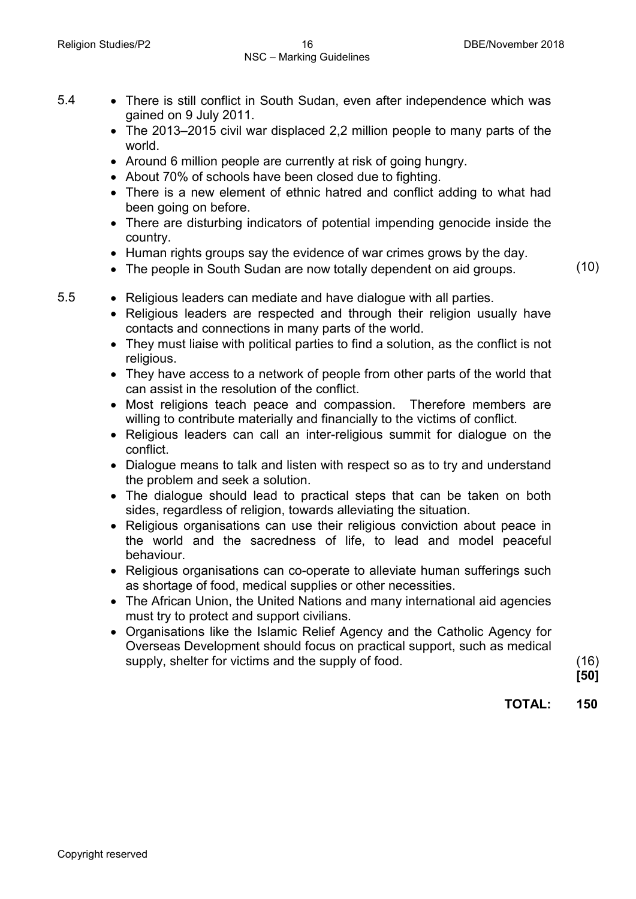5.4

- There is still conflict in South Sudan, even after independence which was gained on 9 July 2011.
- The 2013–2015 civil war displaced 2,2 million people to many parts of the world.
- Around 6 million people are currently at risk of going hungry.
- About 70% of schools have been closed due to fighting.
- There is a new element of ethnic hatred and conflict adding to what had been going on before.
- There are disturbing indicators of potential impending genocide inside the country.
- Human rights groups say the evidence of war crimes grows by the day.
- The people in South Sudan are now totally dependent on aid groups. (10)

5.5

- Religious leaders can mediate and have dialogue with all parties.
- Religious leaders are respected and through their religion usually have contacts and connections in many parts of the world.
- They must liaise with political parties to find a solution, as the conflict is not religious.
- They have access to a network of people from other parts of the world that can assist in the resolution of the conflict.
- Most religions teach peace and compassion. Therefore members are willing to contribute materially and financially to the victims of conflict.
- Religious leaders can call an inter-religious summit for dialogue on the conflict.
- Dialogue means to talk and listen with respect so as to try and understand the problem and seek a solution.
- The dialogue should lead to practical steps that can be taken on both sides, regardless of religion, towards alleviating the situation.
- Religious organisations can use their religious conviction about peace in the world and the sacredness of life, to lead and model peaceful behaviour.
- Religious organisations can co-operate to alleviate human sufferings such as shortage of food, medical supplies or other necessities.
- The African Union, the United Nations and many international aid agencies must try to protect and support civilians.
- Organisations like the Islamic Relief Agency and the Catholic Agency for Overseas Development should focus on practical support, such as medical supply, shelter for victims and the supply of food. (16)

**[50]**

**TOTAL: 150**